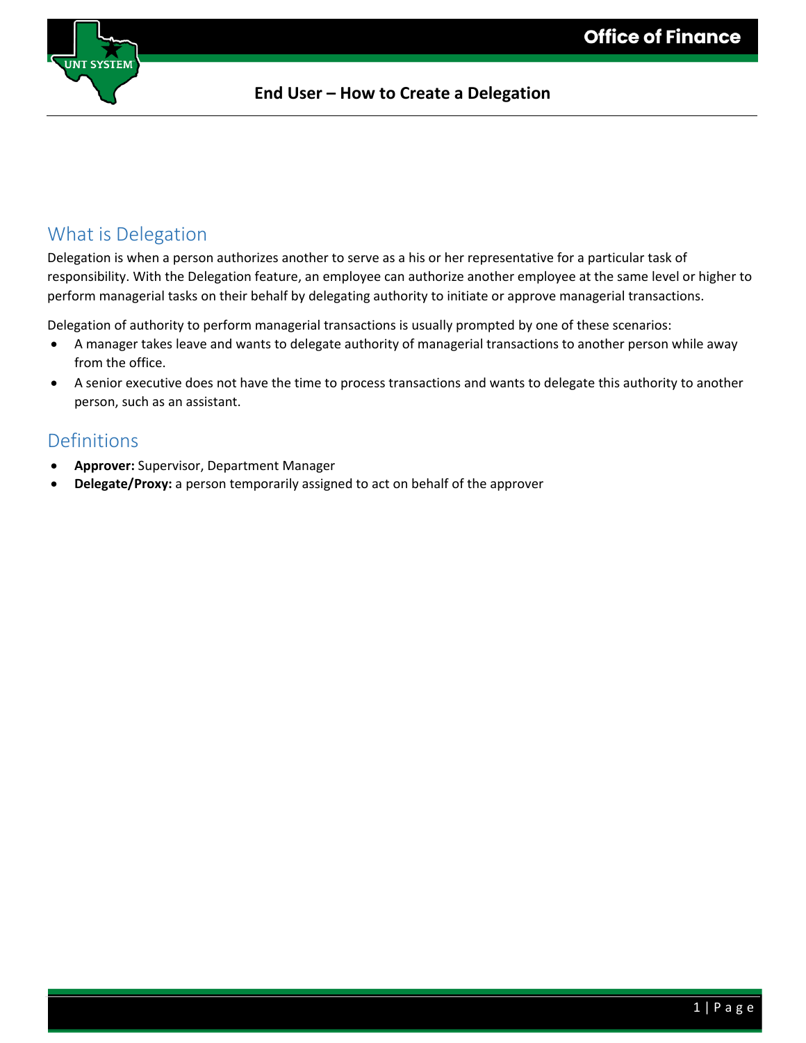# End User – How to Create a Delegation

## What is Delegation

Delegation is when a person authorizes another to serve as a his or her representative for a particular task of responsibility. With the Delegation feature, an employee can authorize another employee at the same level or higher to perform managerial tasks on their behalf by delegating authority to initiate or approve managerial transactions.

Delegation of authority to perform managerial transactions is usually prompted by one of these scenarios:

- A manager takes leave and wants to delegate authority of managerial transactions to another person while away from the office.
- A senior executive does not have the time to process transactions and wants to delegate this authority to another person, such as an assistant.

## Definitions

- **Approver:** Supervisor, Department Manager
- **Delegate/Proxy:** a person temporarily assigned to act on behalf of the approver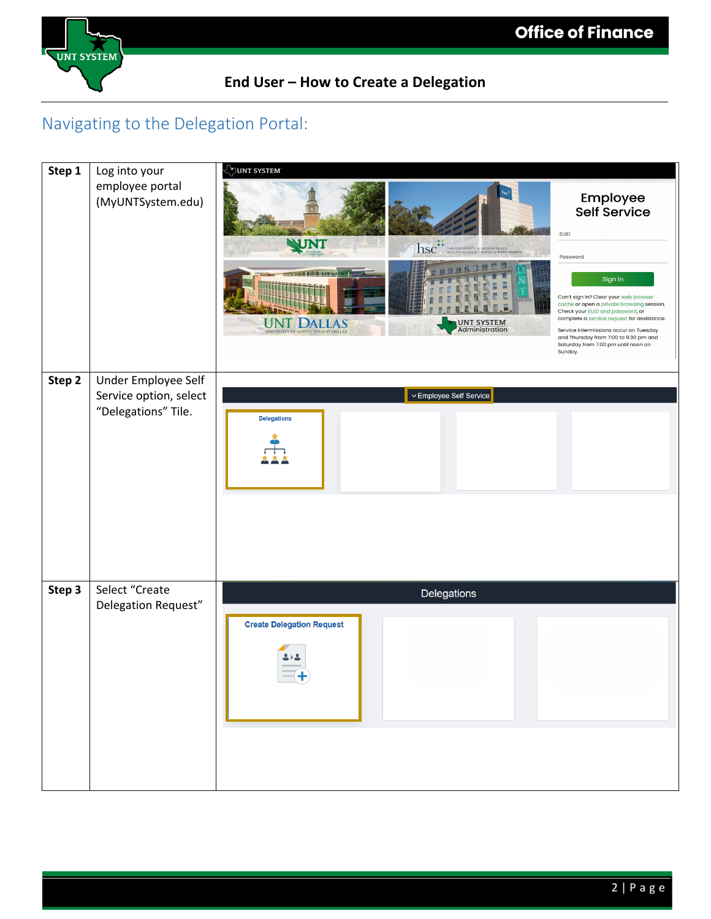# End User – How to Create a Delegation

## Navigating to the Delegation Portal:

| | | |
|---|---|---|
| **Step 1** | Log into your employee portal (MyUNTSystem.edu) | |
| **Step 2** | Under Employee Self Service option, select "Delegations" Tile. | |
| **Step 3** | Select "Create Delegation Request" | |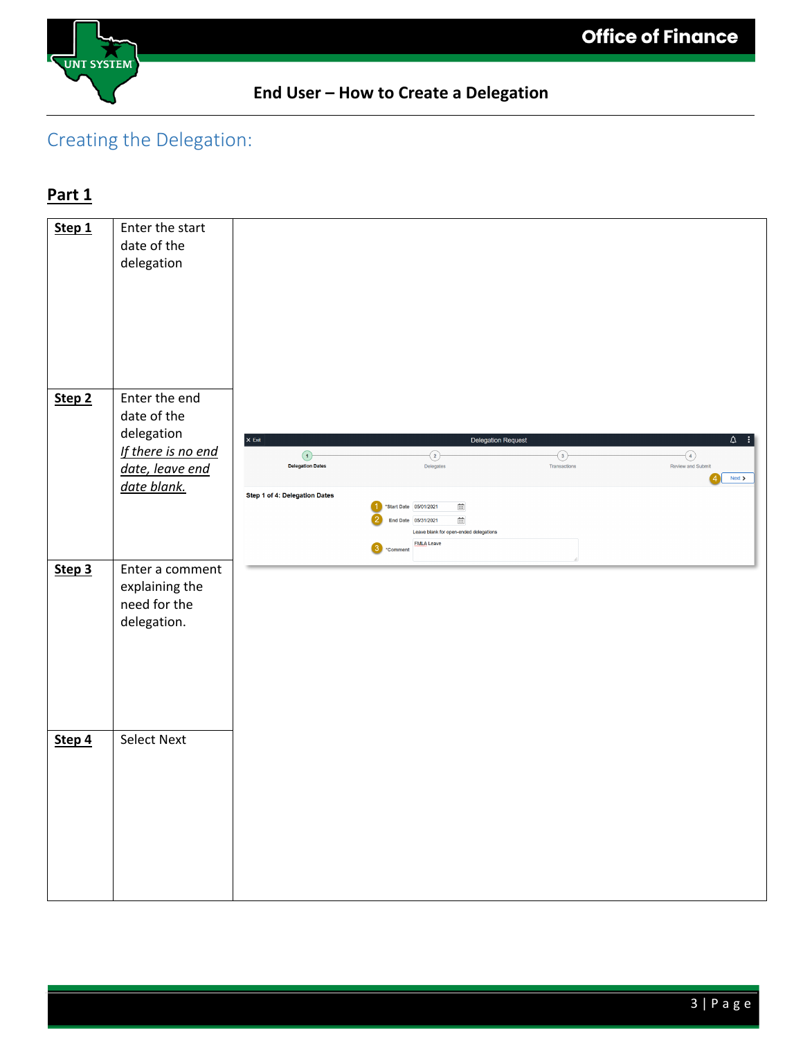## Creating the Delegation:

### Part 1

| | | |
|---|---|---|
| **Step 1** | Enter the start date of the delegation | |
| **Step 2** | Enter the end date of the delegation *If there is no end date, leave end date blank.* | |
| **Step 3** | Enter a comment explaining the need for the delegation. | |
| **Step 4** | Select Next | |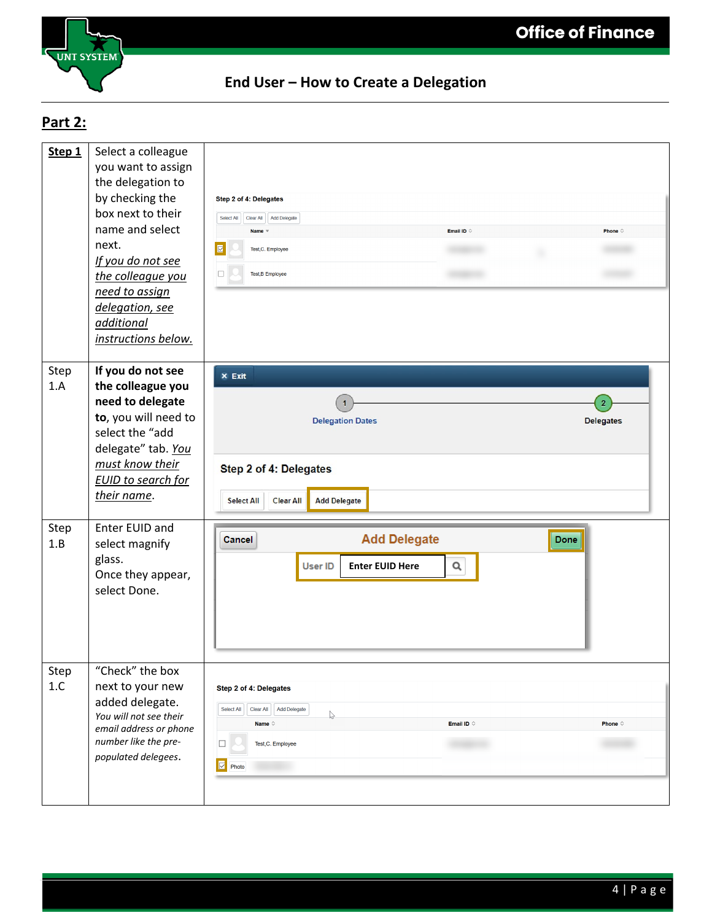## Part 2:

| Step | Instruction | |
|---|---|---|
| **Step 1** | Select a colleague you want to assign the delegation to by checking the box next to their name and select next. *If you do not see the colleague you need to assign delegation, see additional instructions below.* | |
| Step 1.A | **If you do not see the colleague you need to delegate to**, you will need to select the "add delegate" tab. *You must know their EUID to search for their name*. | |
| Step 1.B | Enter EUID and select magnify glass. Once they appear, select Done. | |
| Step 1.C | "Check" the box next to your new added delegate. *You will not see their email address or phone number like the pre-populated delegees*. | |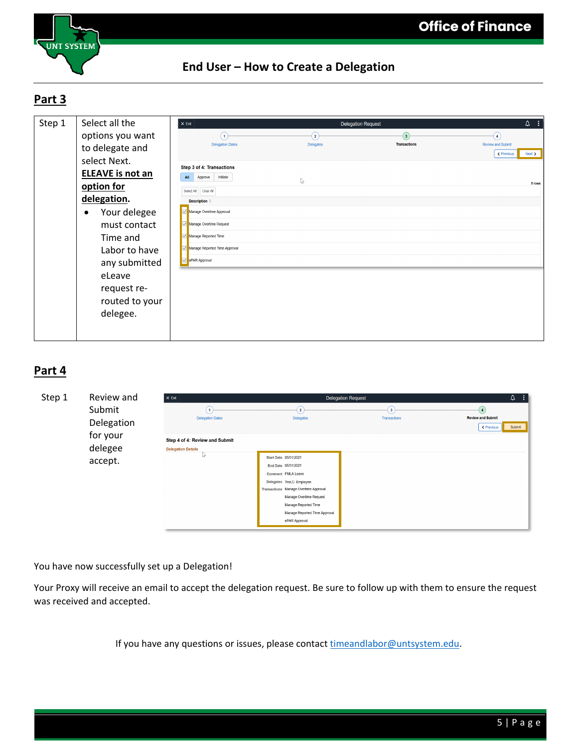## Part 3

| | | |
|---|---|---|
| Step 1 | Select all the options you want to delegate and select Next. **<u>ELEAVE is not an option for delegation</u>.**<br><br>• Your delegee must contact Time and Labor to have any submitted eLeave request re-routed to your delegee. | |

## Part 4

Step 1 Review and Submit Delegation for your delegee accept.

You have now successfully set up a Delegation!

Your Proxy will receive an email to accept the delegation request. Be sure to follow up with them to ensure the request was received and accepted.

If you have any questions or issues, please contact timeandlabor@untsystem.edu.